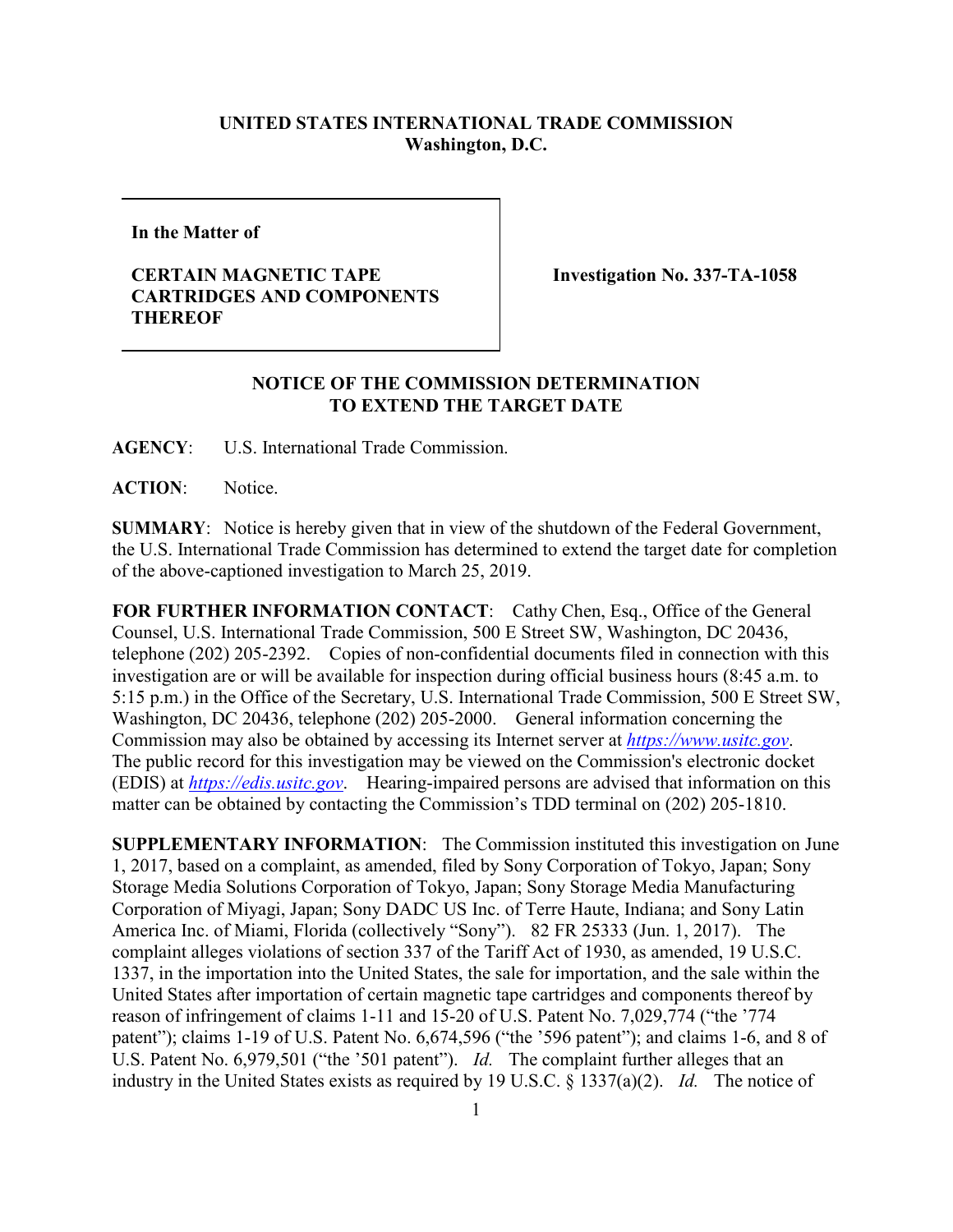**UNITED STATES INTERNATIONAL TRADE COMMISSION**
**Washington, D.C.**

| | |
|---|---|
| **In the Matter of**<br><br>**CERTAIN MAGNETIC TAPE CARTRIDGES AND COMPONENTS THEREOF** | **Investigation No. 337-TA-1058** |

**NOTICE OF THE COMMISSION DETERMINATION TO EXTEND THE TARGET DATE**

**AGENCY**: U.S. International Trade Commission.

**ACTION**: Notice.

**SUMMARY**: Notice is hereby given that in view of the shutdown of the Federal Government, the U.S. International Trade Commission has determined to extend the target date for completion of the above-captioned investigation to March 25, 2019.

**FOR FURTHER INFORMATION CONTACT**: Cathy Chen, Esq., Office of the General Counsel, U.S. International Trade Commission, 500 E Street SW, Washington, DC 20436, telephone (202) 205-2392. Copies of non-confidential documents filed in connection with this investigation are or will be available for inspection during official business hours (8:45 a.m. to 5:15 p.m.) in the Office of the Secretary, U.S. International Trade Commission, 500 E Street SW, Washington, DC 20436, telephone (202) 205-2000. General information concerning the Commission may also be obtained by accessing its Internet server at *https://www.usitc.gov*. The public record for this investigation may be viewed on the Commission's electronic docket (EDIS) at *https://edis.usitc.gov*. Hearing-impaired persons are advised that information on this matter can be obtained by contacting the Commission's TDD terminal on (202) 205-1810.

**SUPPLEMENTARY INFORMATION**: The Commission instituted this investigation on June 1, 2017, based on a complaint, as amended, filed by Sony Corporation of Tokyo, Japan; Sony Storage Media Solutions Corporation of Tokyo, Japan; Sony Storage Media Manufacturing Corporation of Miyagi, Japan; Sony DADC US Inc. of Terre Haute, Indiana; and Sony Latin America Inc. of Miami, Florida (collectively "Sony"). 82 FR 25333 (Jun. 1, 2017). The complaint alleges violations of section 337 of the Tariff Act of 1930, as amended, 19 U.S.C. 1337, in the importation into the United States, the sale for importation, and the sale within the United States after importation of certain magnetic tape cartridges and components thereof by reason of infringement of claims 1-11 and 15-20 of U.S. Patent No. 7,029,774 ("the '774 patent"); claims 1-19 of U.S. Patent No. 6,674,596 ("the '596 patent"); and claims 1-6, and 8 of U.S. Patent No. 6,979,501 ("the '501 patent"). *Id.* The complaint further alleges that an industry in the United States exists as required by 19 U.S.C. § 1337(a)(2). *Id.* The notice of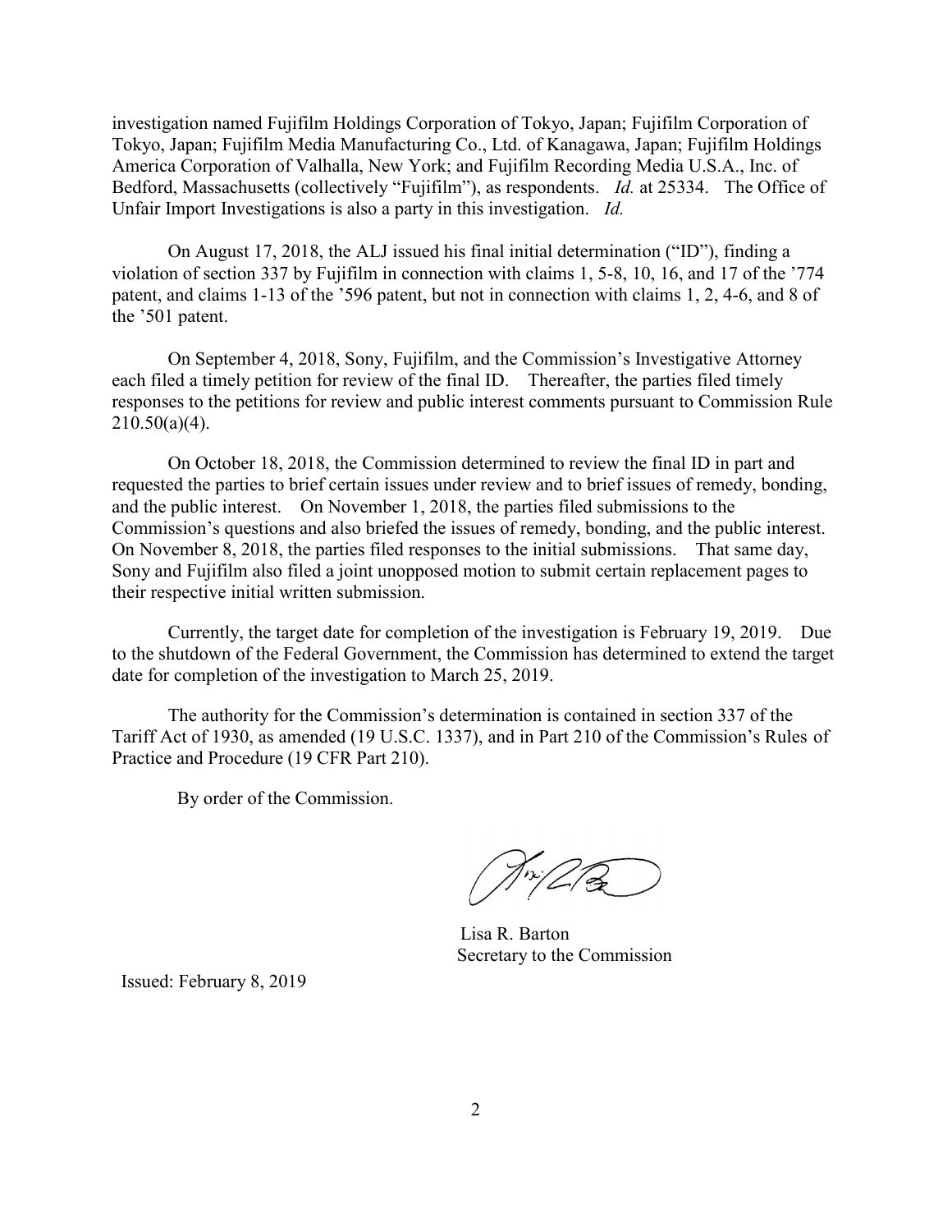investigation named Fujifilm Holdings Corporation of Tokyo, Japan; Fujifilm Corporation of Tokyo, Japan; Fujifilm Media Manufacturing Co., Ltd. of Kanagawa, Japan; Fujifilm Holdings America Corporation of Valhalla, New York; and Fujifilm Recording Media U.S.A., Inc. of Bedford, Massachusetts (collectively "Fujifilm"), as respondents. *Id.* at 25334. The Office of Unfair Import Investigations is also a party in this investigation. *Id.*

On August 17, 2018, the ALJ issued his final initial determination ("ID"), finding a violation of section 337 by Fujifilm in connection with claims 1, 5-8, 10, 16, and 17 of the '774 patent, and claims 1-13 of the '596 patent, but not in connection with claims 1, 2, 4-6, and 8 of the '501 patent.

On September 4, 2018, Sony, Fujifilm, and the Commission's Investigative Attorney each filed a timely petition for review of the final ID. Thereafter, the parties filed timely responses to the petitions for review and public interest comments pursuant to Commission Rule 210.50(a)(4).

On October 18, 2018, the Commission determined to review the final ID in part and requested the parties to brief certain issues under review and to brief issues of remedy, bonding, and the public interest. On November 1, 2018, the parties filed submissions to the Commission's questions and also briefed the issues of remedy, bonding, and the public interest. On November 8, 2018, the parties filed responses to the initial submissions. That same day, Sony and Fujifilm also filed a joint unopposed motion to submit certain replacement pages to their respective initial written submission.

Currently, the target date for completion of the investigation is February 19, 2019. Due to the shutdown of the Federal Government, the Commission has determined to extend the target date for completion of the investigation to March 25, 2019.

The authority for the Commission's determination is contained in section 337 of the Tariff Act of 1930, as amended (19 U.S.C. 1337), and in Part 210 of the Commission's Rules of Practice and Procedure (19 CFR Part 210).

By order of the Commission.

Lisa R. Barton
Secretary to the Commission

Issued: February 8, 2019